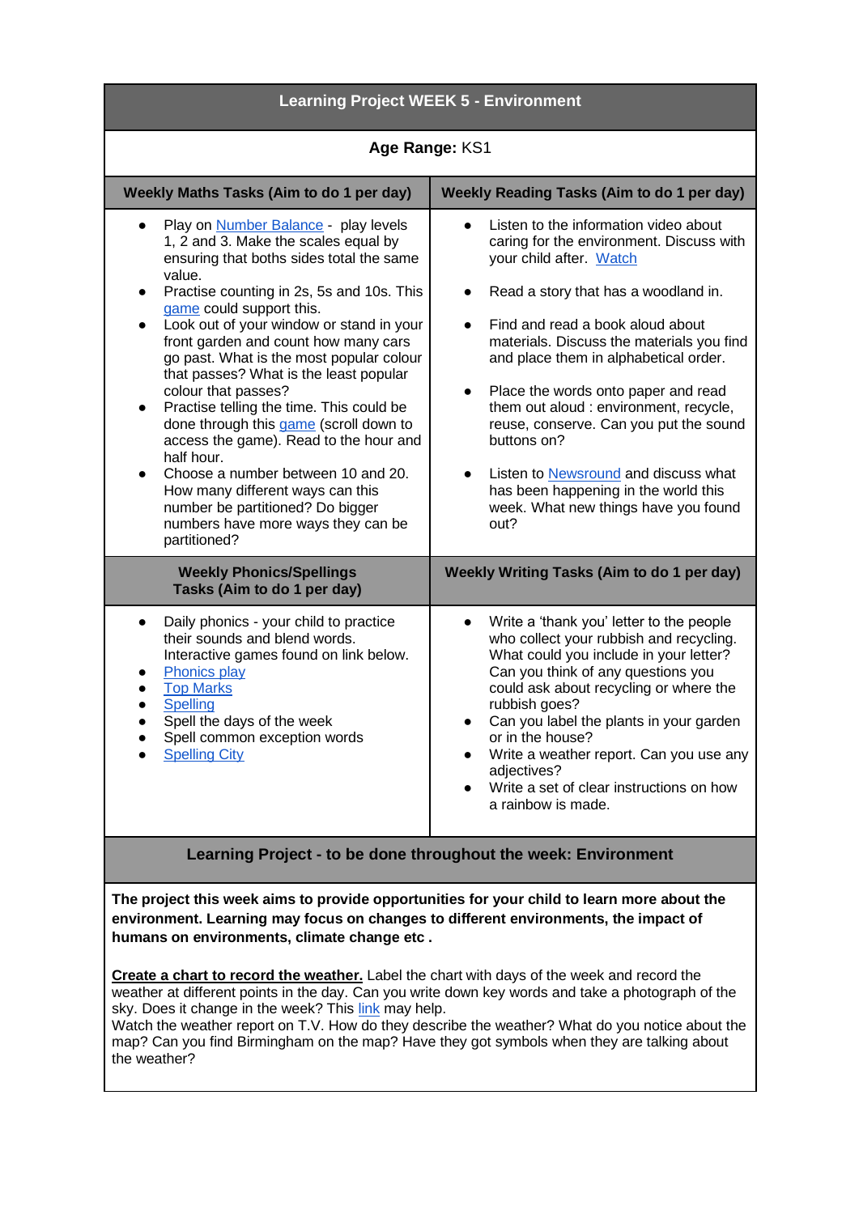# Learning Project WEEK 5 - Environment

**Age Range:** KS1

| Weekly Maths Tasks (Aim to do 1 per day) | Weekly Reading Tasks (Aim to do 1 per day) |
|---|---|
| • Play on Number Balance - play levels 1, 2 and 3. Make the scales equal by ensuring that boths sides total the same value.<br>• Practise counting in 2s, 5s and 10s. This game could support this.<br>• Look out of your window or stand in your front garden and count how many cars go past. What is the most popular colour that passes? What is the least popular colour that passes?<br>• Practise telling the time. This could be done through this game (scroll down to access the game). Read to the hour and half hour.<br>• Choose a number between 10 and 20. How many different ways can this number be partitioned? Do bigger numbers have more ways they can be partitioned? | • Listen to the information video about caring for the environment. Discuss with your child after. Watch<br>• Read a story that has a woodland in.<br>• Find and read a book aloud about materials. Discuss the materials you find and place them in alphabetical order.<br>• Place the words onto paper and read them out aloud : environment, recycle, reuse, conserve. Can you put the sound buttons on?<br>• Listen to Newsround and discuss what has been happening in the world this week. What new things have you found out? |
| **Weekly Phonics/Spellings Tasks (Aim to do 1 per day)** | **Weekly Writing Tasks (Aim to do 1 per day)** |
| • Daily phonics - your child to practice their sounds and blend words. Interactive games found on link below.<br>• Phonics play<br>• Top Marks<br>• Spelling<br>• Spell the days of the week<br>• Spell common exception words<br>• Spelling City | • Write a 'thank you' letter to the people who collect your rubbish and recycling. What could you include in your letter? Can you think of any questions you could ask about recycling or where the rubbish goes?<br>• Can you label the plants in your garden or in the house?<br>• Write a weather report. Can you use any adjectives?<br>• Write a set of clear instructions on how a rainbow is made. |

## Learning Project - to be done throughout the week: Environment

**The project this week aims to provide opportunities for your child to learn more about the environment. Learning may focus on changes to different environments, the impact of humans on environments, climate change etc .**

**Create a chart to record the weather.** Label the chart with days of the week and record the weather at different points in the day. Can you write down key words and take a photograph of the sky. Does it change in the week? This link may help.
Watch the weather report on T.V. How do they describe the weather? What do you notice about the map? Can you find Birmingham on the map? Have they got symbols when they are talking about the weather?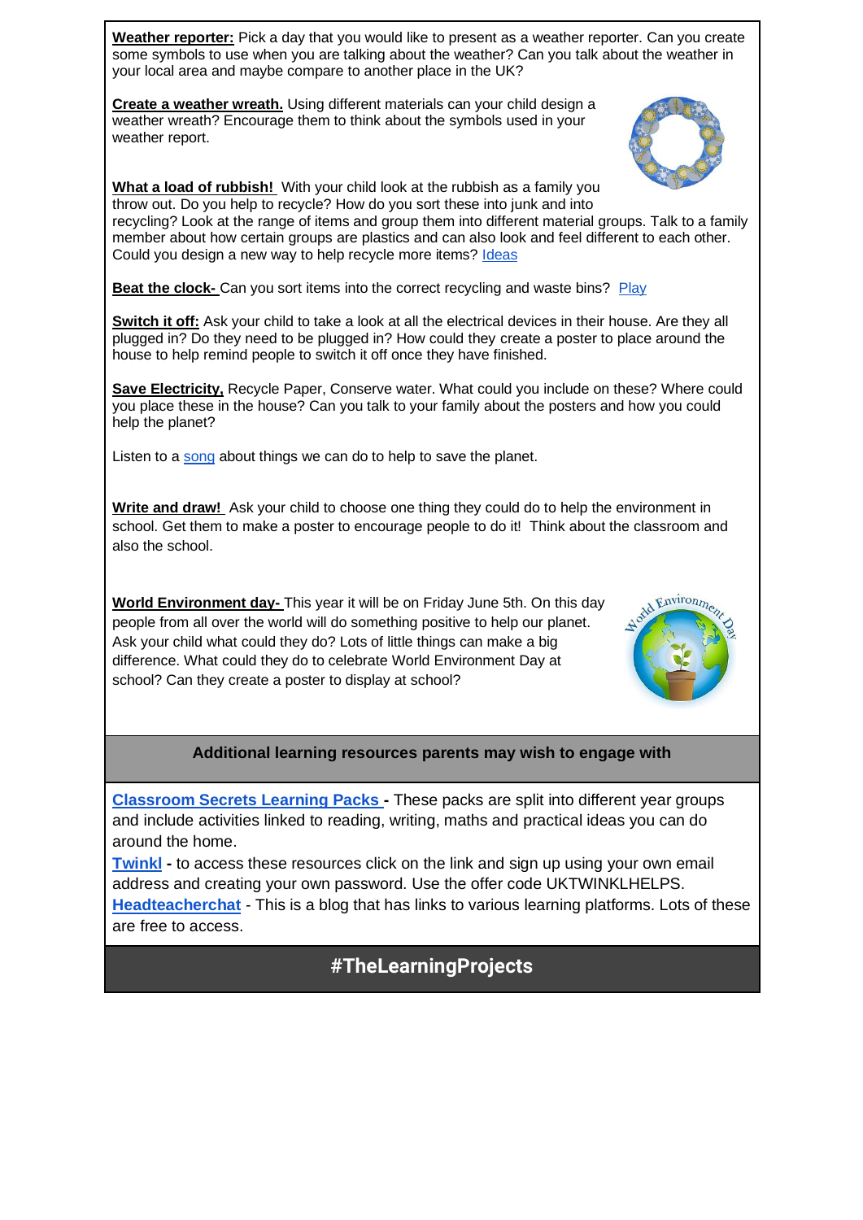**Weather reporter:** Pick a day that you would like to present as a weather reporter. Can you create some symbols to use when you are talking about the weather? Can you talk about the weather in your local area and maybe compare to another place in the UK?

**Create a weather wreath.** Using different materials can your child design a weather wreath? Encourage them to think about the symbols used in your weather report.

**What a load of rubbish!** With your child look at the rubbish as a family you throw out. Do you help to recycle? How do you sort these into junk and into recycling? Look at the range of items and group them into different material groups. Talk to a family member about how certain groups are plastics and can also look and feel different to each other. Could you design a new way to help recycle more items? Ideas

**Beat the clock-** Can you sort items into the correct recycling and waste bins? Play

**Switch it off:** Ask your child to take a look at all the electrical devices in their house. Are they all plugged in? Do they need to be plugged in? How could they create a poster to place around the house to help remind people to switch it off once they have finished.

**Save Electricity,** Recycle Paper, Conserve water. What could you include on these? Where could you place these in the house? Can you talk to your family about the posters and how you could help the planet?

Listen to a song about things we can do to help to save the planet.

**Write and draw!** Ask your child to choose one thing they could do to help the environment in school. Get them to make a poster to encourage people to do it! Think about the classroom and also the school.

**World Environment day-** This year it will be on Friday June 5th. On this day people from all over the world will do something positive to help our planet. Ask your child what could they do? Lots of little things can make a big difference. What could they do to celebrate World Environment Day at school? Can they create a poster to display at school?

## Additional learning resources parents may wish to engage with

**Classroom Secrets Learning Packs -** These packs are split into different year groups and include activities linked to reading, writing, maths and practical ideas you can do around the home.

**Twinkl -** to access these resources click on the link and sign up using your own email address and creating your own password. Use the offer code UKTWINKLHELPS.

**Headteacherchat** - This is a blog that has links to various learning platforms. Lots of these are free to access.

## #TheLearningProjects